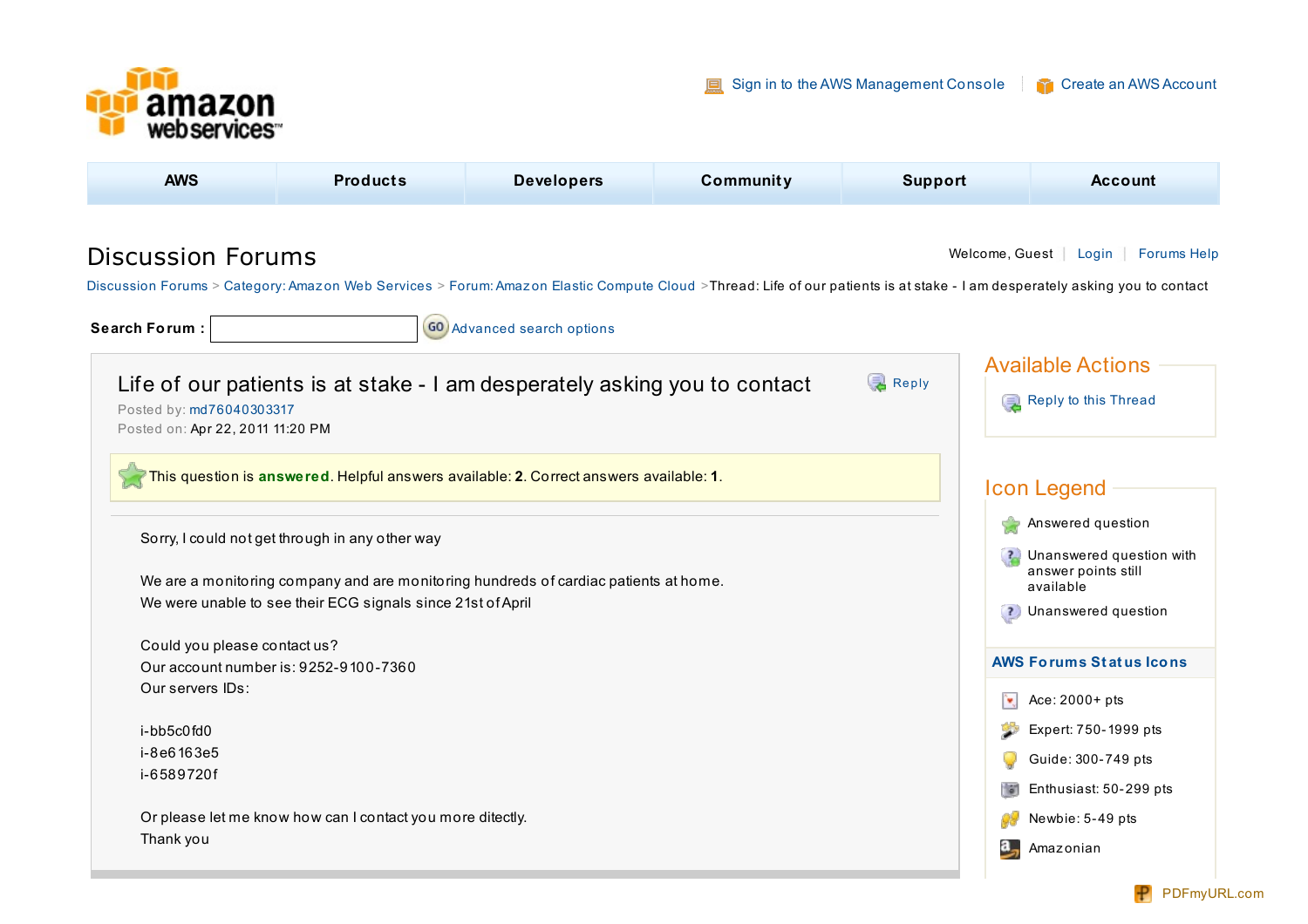Sign in to the AWS Management Console | Create an AWS Account

AWS | Products | Developers | Community | Support | Account

# Discussion Forums

Welcome, Guest | Login | Forums Help

Discussion Forums > Category: Amazon Web Services > Forum: Amazon Elastic Compute Cloud > Thread: Life of our patients is at stake - I am desperately asking you to contact

**Search Forum :** Advanced search options

## Life of our patients is at stake - I am desperately asking you to contact

Reply

Posted by: md76040303317
Posted on: Apr 22, 2011 11:20 PM

This question is **answered**. Helpful answers available: **2**. Correct answers available: **1**.

Sorry, I could not get through in any other way

We are a monitoring company and are monitoring hundreds of cardiac patients at home.
We were unable to see their ECG signals since 21st of April

Could you please contact us?
Our account number is: 9252-9100-7360
Our servers IDs:

i-bb5c0fd0
i-8e6163e5
i-6589720f

Or please let me know how can I contact you more ditectly.
Thank you

## Available Actions

Reply to this Thread

## Icon Legend

- Answered question
- Unanswered question with answer points still available
- Unanswered question

**AWS Forums Status Icons**

- Ace: 2000+ pts
- Expert: 750-1999 pts
- Guide: 300-749 pts
- Enthusiast: 50-299 pts
- Newbie: 5-49 pts
- Amazonian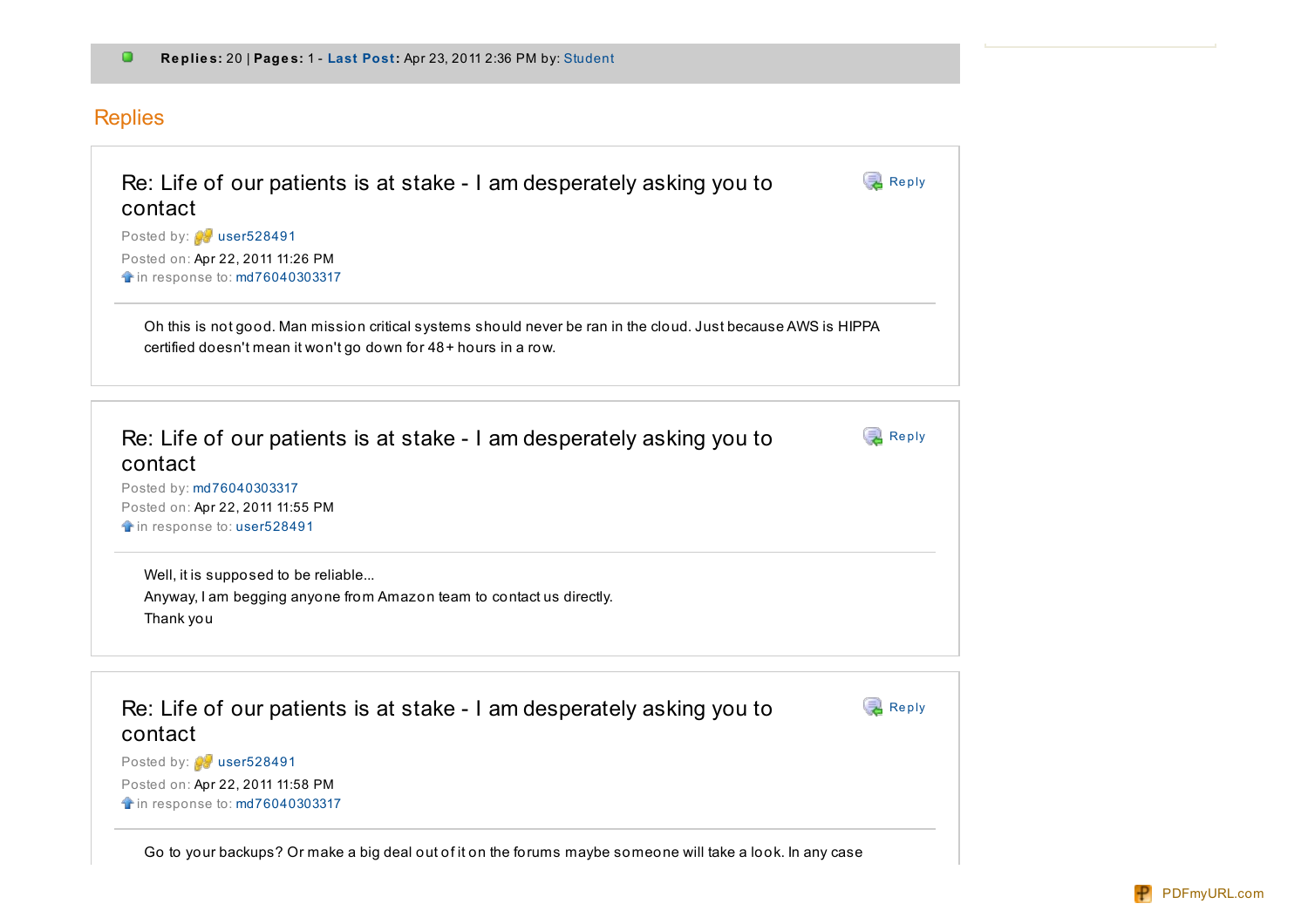**Replies:** 20 | **Pages:** 1 - **Last Post:** Apr 23, 2011 2:36 PM by: Student

## Replies

### Re: Life of our patients is at stake - I am desperately asking you to contact

Reply

Posted by: user528491
Posted on: Apr 22, 2011 11:26 PM
in response to: md76040303317

Oh this is not good. Man mission critical systems should never be ran in the cloud. Just because AWS is HIPPA certified doesn't mean it won't go down for 48+ hours in a row.

### Re: Life of our patients is at stake - I am desperately asking you to contact

Reply

Posted by: md76040303317
Posted on: Apr 22, 2011 11:55 PM
in response to: user528491

Well, it is supposed to be reliable...
Anyway, I am begging anyone from Amazon team to contact us directly.
Thank you

### Re: Life of our patients is at stake - I am desperately asking you to contact

Reply

Posted by: user528491
Posted on: Apr 22, 2011 11:58 PM
in response to: md76040303317

Go to your backups? Or make a big deal out of it on the forums maybe someone will take a look. In any case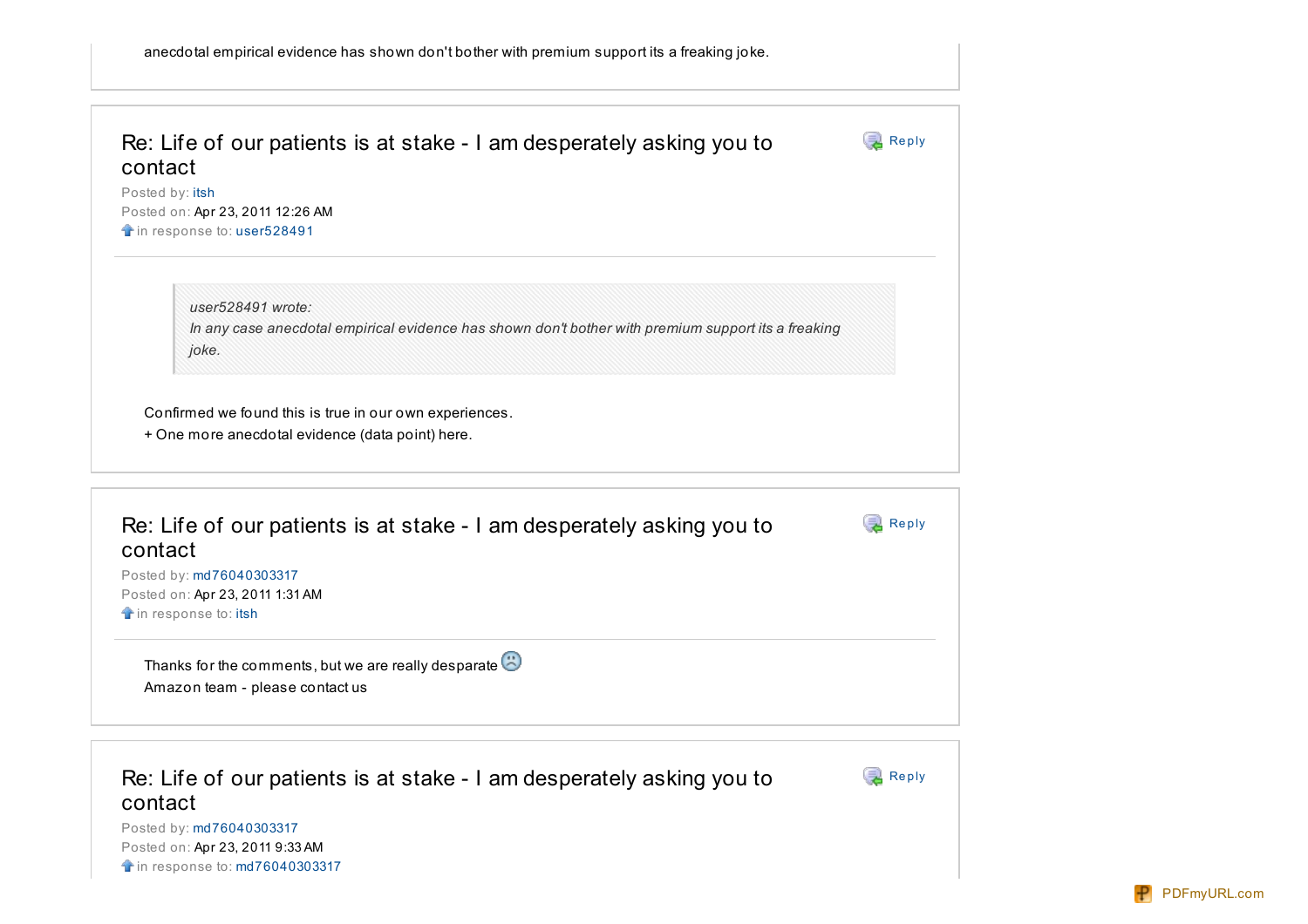anecdotal empirical evidence has shown don't bother with premium support its a freaking joke.

## Re: Life of our patients is at stake - I am desperately asking you to contact

Posted by: itsh
Posted on: Apr 23, 2011 12:26 AM
in response to: user528491

> *user528491 wrote:*
> *In any case anecdotal empirical evidence has shown don't bother with premium support its a freaking joke.*

Confirmed we found this is true in our own experiences.
+ One more anecdotal evidence (data point) here.

## Re: Life of our patients is at stake - I am desperately asking you to contact

Posted by: md76040303317
Posted on: Apr 23, 2011 1:31 AM
in response to: itsh

Thanks for the comments, but we are really desparate ☹
Amazon team - please contact us

## Re: Life of our patients is at stake - I am desperately asking you to contact

Posted by: md76040303317
Posted on: Apr 23, 2011 9:33 AM
in response to: md76040303317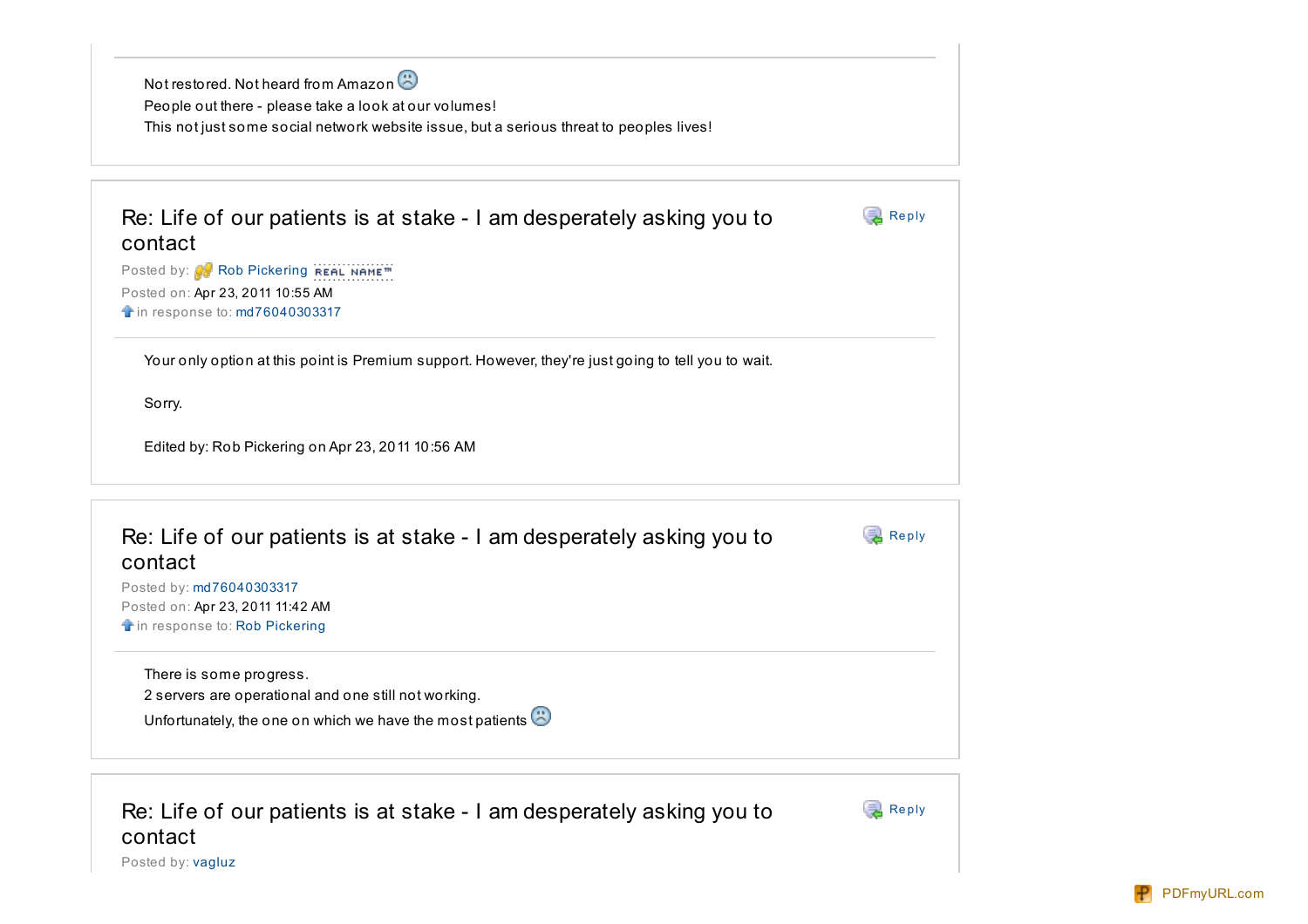Not restored. Not heard from Amazon :(
People out there - please take a look at our volumes!
This not just some social network website issue, but a serious threat to peoples lives!

## Re: Life of our patients is at stake - I am desperately asking you to contact

Reply

Posted by: Rob Pickering REAL NAME™
Posted on: Apr 23, 2011 10:55 AM
in response to: md76040303317

Your only option at this point is Premium support. However, they're just going to tell you to wait.

Sorry.

Edited by: Rob Pickering on Apr 23, 2011 10:56 AM

## Re: Life of our patients is at stake - I am desperately asking you to contact

Reply

Posted by: md76040303317
Posted on: Apr 23, 2011 11:42 AM
in response to: Rob Pickering

There is some progress.
2 servers are operational and one still not working.
Unfortunately, the one on which we have the most patients :(

## Re: Life of our patients is at stake - I am desperately asking you to contact

Reply

Posted by: vagluz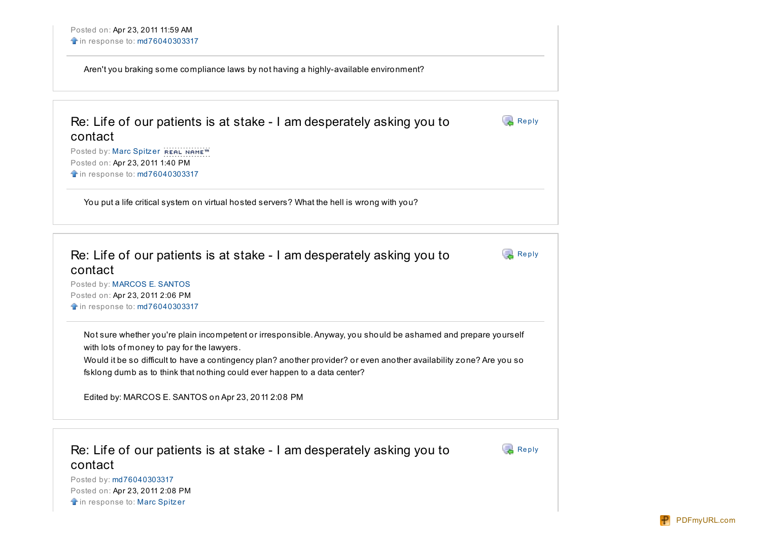Posted on: Apr 23, 2011 11:59 AM
in response to: md76040303317

Aren't you braking some compliance laws by not having a highly-available environment?

## Re: Life of our patients is at stake - I am desperately asking you to contact

Reply

Posted by: Marc Spitzer REAL NAME™
Posted on: Apr 23, 2011 1:40 PM
in response to: md76040303317

You put a life critical system on virtual hosted servers? What the hell is wrong with you?

## Re: Life of our patients is at stake - I am desperately asking you to contact

Reply

Posted by: MARCOS E. SANTOS
Posted on: Apr 23, 2011 2:06 PM
in response to: md76040303317

Not sure whether you're plain incompetent or irresponsible. Anyway, you should be ashamed and prepare yourself with lots of money to pay for the lawyers.
Would it be so difficult to have a contingency plan? another provider? or even another availability zone? Are you so fsklong dumb as to think that nothing could ever happen to a data center?

Edited by: MARCOS E. SANTOS on Apr 23, 2011 2:08 PM

## Re: Life of our patients is at stake - I am desperately asking you to contact

Reply

Posted by: md76040303317
Posted on: Apr 23, 2011 2:08 PM
in response to: Marc Spitzer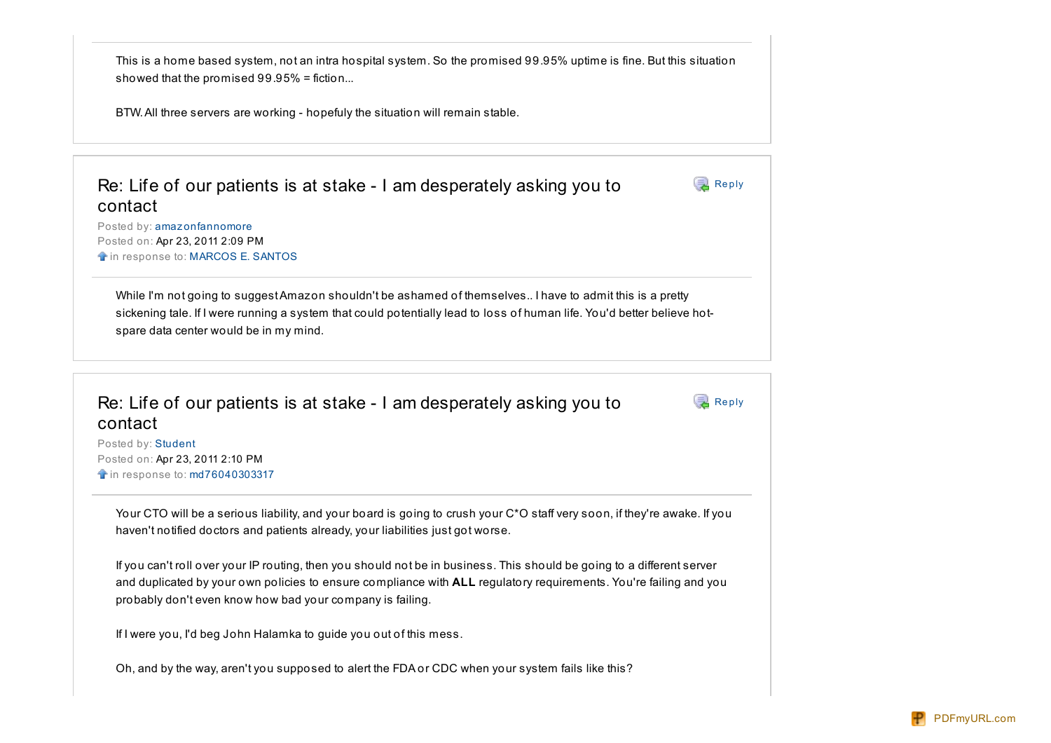This is a home based system, not an intra hospital system. So the promised 99.95% uptime is fine. But this situation showed that the promised 99.95% = fiction...

BTW. All three servers are working - hopefully the situation will remain stable.

## Re: Life of our patients is at stake - I am desperately asking you to contact

Reply

Posted by: amazonfannomore
Posted on: Apr 23, 2011 2:09 PM
in response to: MARCOS E. SANTOS

While I'm not going to suggest Amazon shouldn't be ashamed of themselves.. I have to admit this is a pretty sickening tale. If I were running a system that could potentially lead to loss of human life. You'd better believe hot-spare data center would be in my mind.

## Re: Life of our patients is at stake - I am desperately asking you to contact

Reply

Posted by: Student
Posted on: Apr 23, 2011 2:10 PM
in response to: md76040303317

Your CTO will be a serious liability, and your board is going to crush your C*O staff very soon, if they're awake. If you haven't notified doctors and patients already, your liabilities just got worse.

If you can't roll over your IP routing, then you should not be in business. This should be going to a different server and duplicated by your own policies to ensure compliance with **ALL** regulatory requirements. You're failing and you probably don't even know how bad your company is failing.

If I were you, I'd beg John Halamka to guide you out of this mess.

Oh, and by the way, aren't you supposed to alert the FDA or CDC when your system fails like this?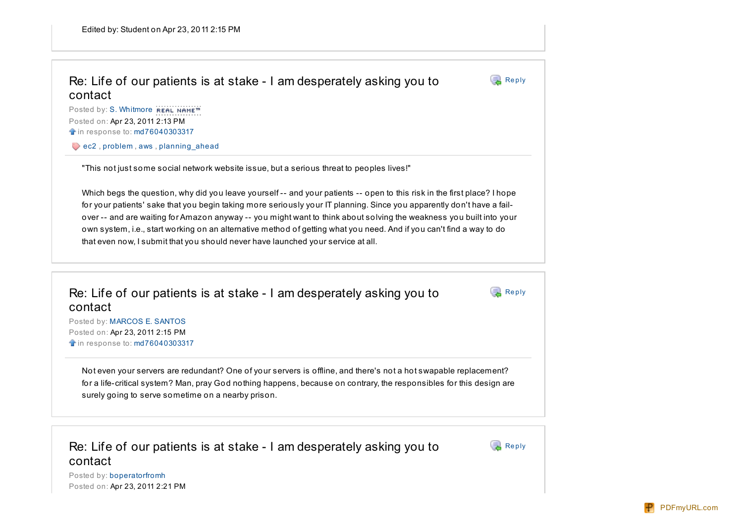Edited by: Student on Apr 23, 2011 2:15 PM

## Re: Life of our patients is at stake - I am desperately asking you to contact

Reply

Posted by: S. Whitmore REAL NAME™

Posted on: Apr 23, 2011 2:13 PM

in response to: md76040303317

ec2 , problem , aws , planning_ahead

"This not just some social network website issue, but a serious threat to peoples lives!"

Which begs the question, why did you leave yourself -- and your patients -- open to this risk in the first place? I hope for your patients' sake that you begin taking more seriously your IT planning. Since you apparently don't have a fail-over -- and are waiting for Amazon anyway -- you might want to think about solving the weakness you built into your own system, i.e., start working on an alternative method of getting what you need. And if you can't find a way to do that even now, I submit that you should never have launched your service at all.

## Re: Life of our patients is at stake - I am desperately asking you to contact

Reply

Posted by: MARCOS E. SANTOS

Posted on: Apr 23, 2011 2:15 PM

in response to: md76040303317

Not even your servers are redundant? One of your servers is offline, and there's not a hot swapable replacement? for a life-critical system? Man, pray God nothing happens, because on contrary, the responsibles for this design are surely going to serve sometime on a nearby prison.

## Re: Life of our patients is at stake - I am desperately asking you to contact

Reply

Posted by: boperatorfromh

Posted on: Apr 23, 2011 2:21 PM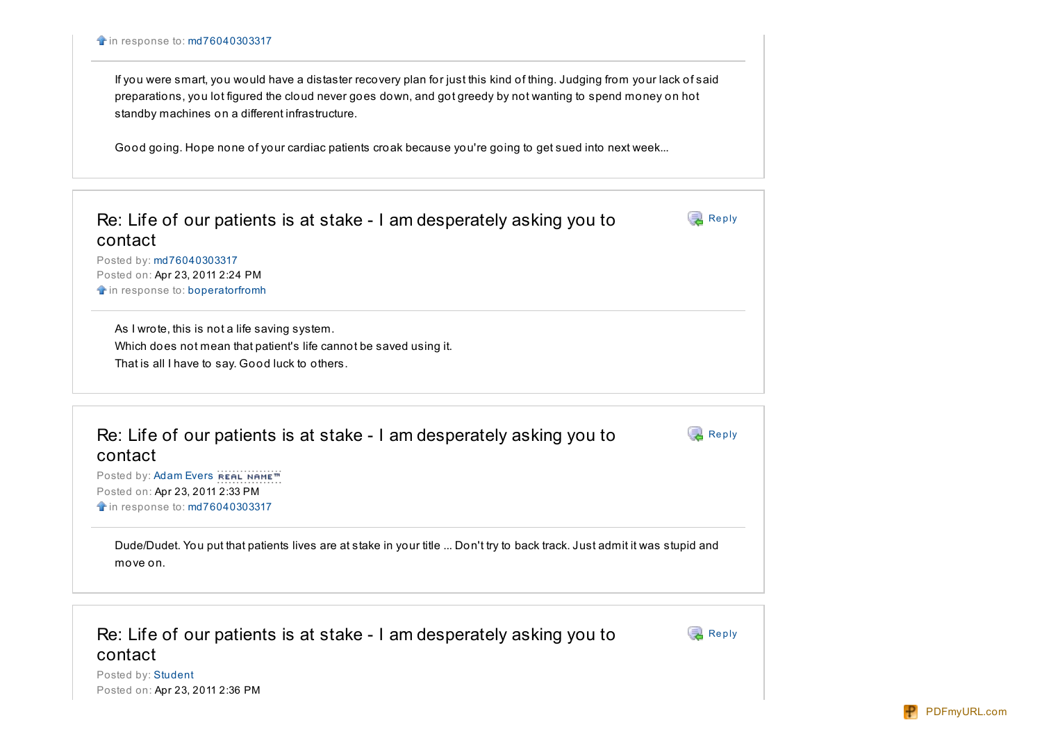in response to: md76040303317

If you were smart, you would have a distater recovery plan for just this kind of thing. Judging from your lack of said preparations, you lot figured the cloud never goes down, and got greedy by not wanting to spend money on hot standby machines on a different infrastructure.

Good going. Hope none of your cardiac patients croak because you're going to get sued into next week...

## Re: Life of our patients is at stake - I am desperately asking you to contact

Reply

Posted by: md76040303317
Posted on: Apr 23, 2011 2:24 PM
in response to: boperatorfromh

As I wrote, this is not a life saving system.
Which does not mean that patient's life cannot be saved using it.
That is all I have to say. Good luck to others.

## Re: Life of our patients is at stake - I am desperately asking you to contact

Reply

Posted by: Adam Evers REAL NAME™
Posted on: Apr 23, 2011 2:33 PM
in response to: md76040303317

Dude/Dudet. You put that patients lives are at stake in your title ... Don't try to back track. Just admit it was stupid and move on.

## Re: Life of our patients is at stake - I am desperately asking you to contact

Reply

Posted by: Student
Posted on: Apr 23, 2011 2:36 PM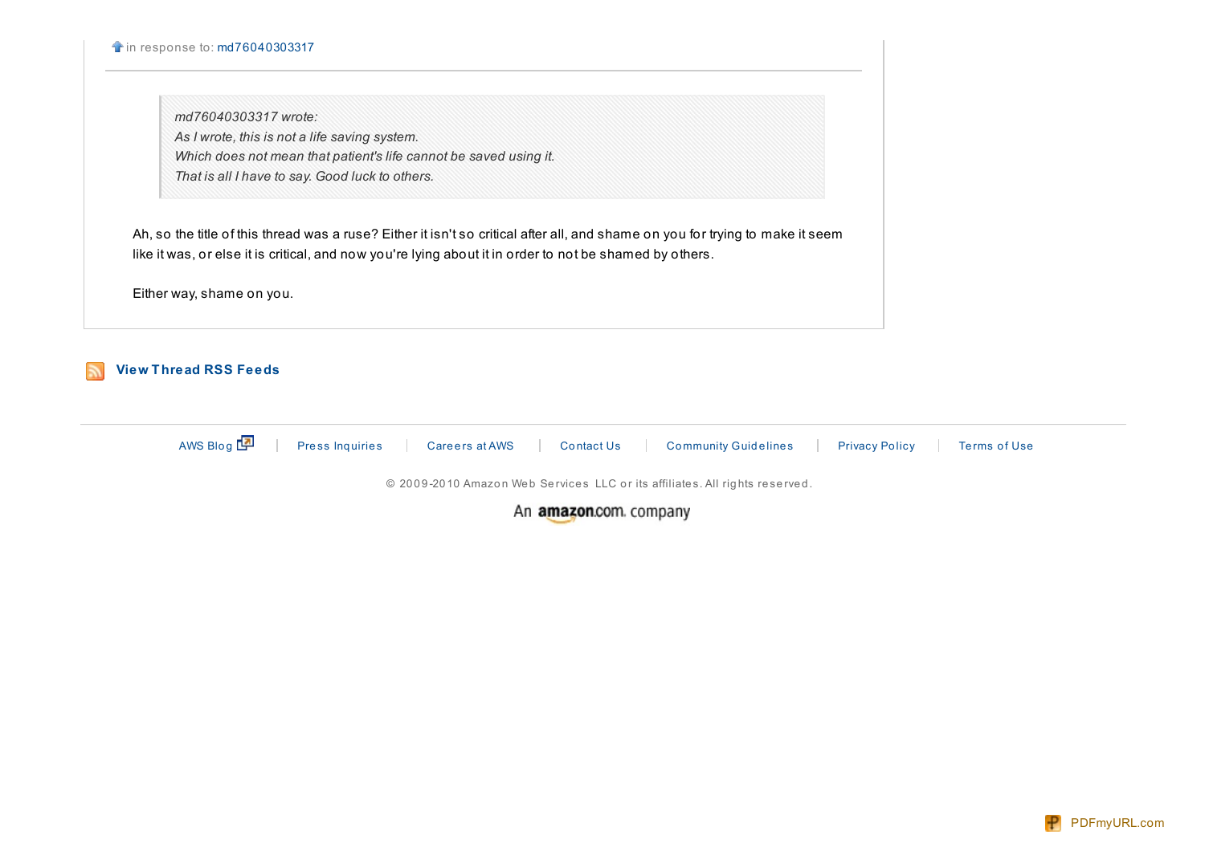in response to: md76040303317

> *md76040303317 wrote:*
> *As I wrote, this is not a life saving system.*
> *Which does not mean that patient's life cannot be saved using it.*
> *That is all I have to say. Good luck to others.*

Ah, so the title of this thread was a ruse? Either it isn't so critical after all, and shame on you for trying to make it seem like it was, or else it is critical, and now you're lying about it in order to not be shamed by others.

Either way, shame on you.

**View Thread RSS Feeds**

AWS Blog | Press Inquiries | Careers at AWS | Contact Us | Community Guidelines | Privacy Policy | Terms of Use

© 2009-2010 Amazon Web Services LLC or its affiliates. All rights reserved.

An amazon.com. company